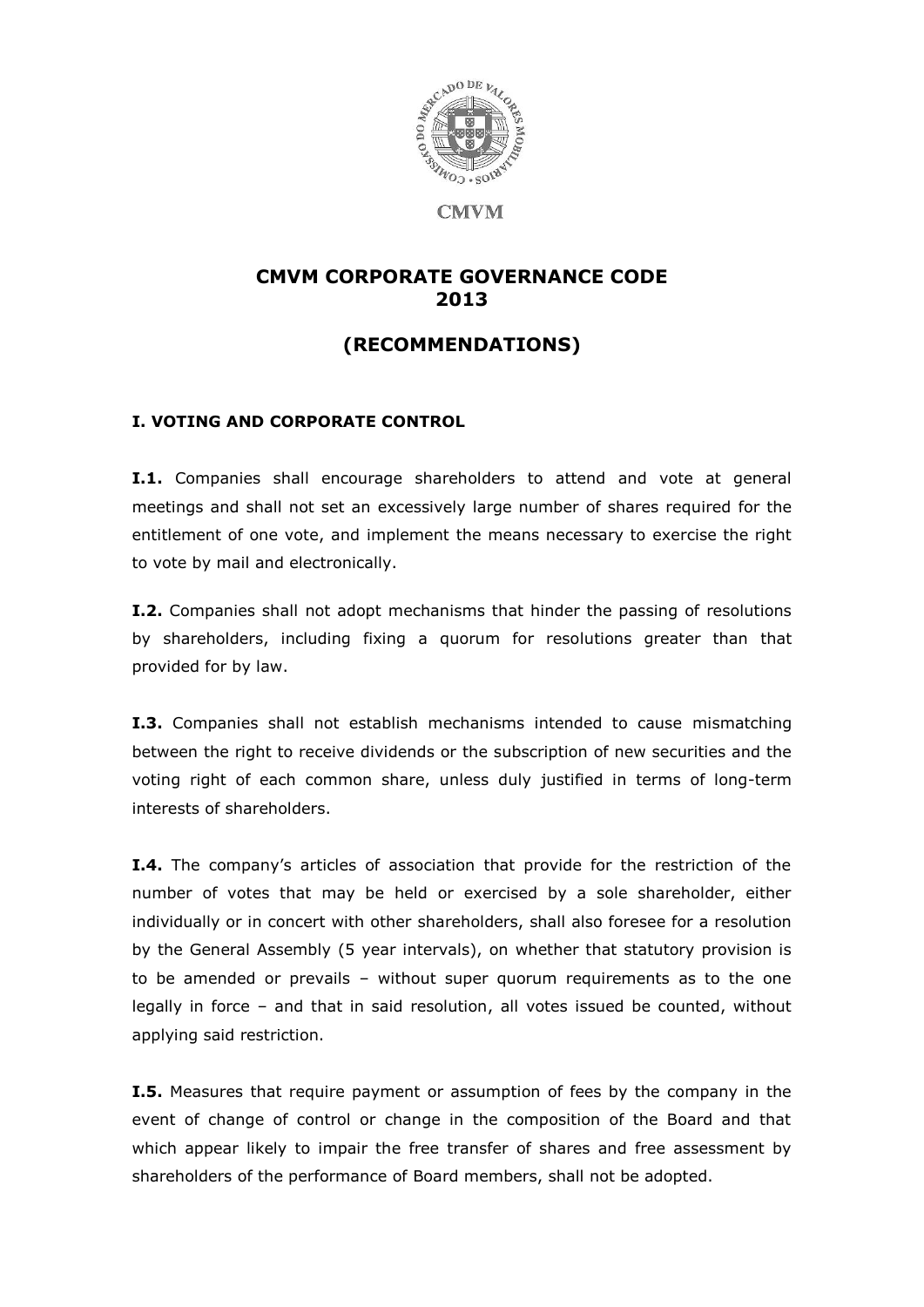CMVM

# CMVM CORPORATE GOVERNANCE CODE 2013

# (RECOMMENDATIONS)

## I. VOTING AND CORPORATE CONTROL

**I.1.** Companies shall encourage shareholders to attend and vote at general meetings and shall not set an excessively large number of shares required for the entitlement of one vote, and implement the means necessary to exercise the right to vote by mail and electronically.

**I.2.** Companies shall not adopt mechanisms that hinder the passing of resolutions by shareholders, including fixing a quorum for resolutions greater than that provided for by law.

**I.3.** Companies shall not establish mechanisms intended to cause mismatching between the right to receive dividends or the subscription of new securities and the voting right of each common share, unless duly justified in terms of long-term interests of shareholders.

**I.4.** The company's articles of association that provide for the restriction of the number of votes that may be held or exercised by a sole shareholder, either individually or in concert with other shareholders, shall also foresee for a resolution by the General Assembly (5 year intervals), on whether that statutory provision is to be amended or prevails – without super quorum requirements as to the one legally in force – and that in said resolution, all votes issued be counted, without applying said restriction.

**I.5.** Measures that require payment or assumption of fees by the company in the event of change of control or change in the composition of the Board and that which appear likely to impair the free transfer of shares and free assessment by shareholders of the performance of Board members, shall not be adopted.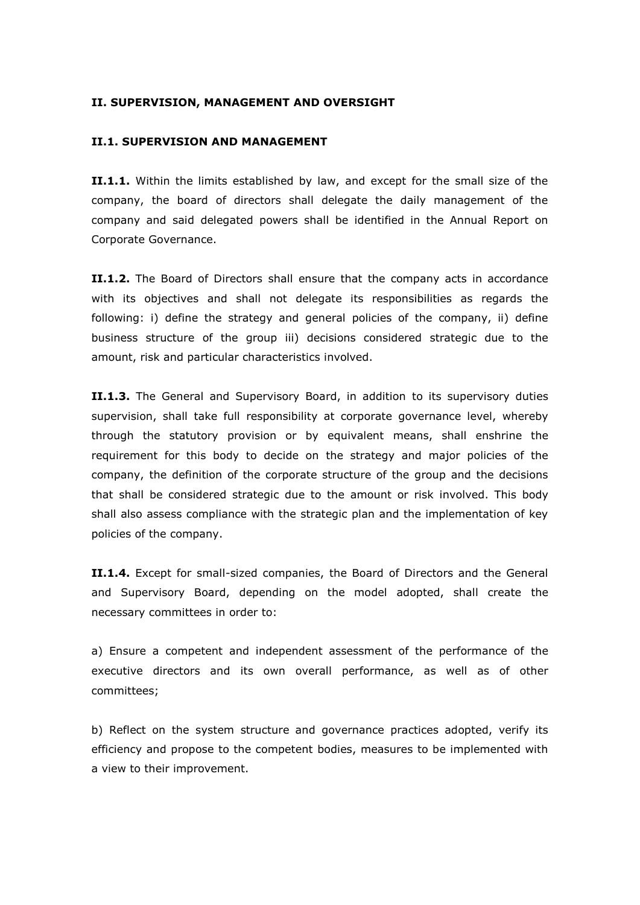## II. SUPERVISION, MANAGEMENT AND OVERSIGHT

### II.1. SUPERVISION AND MANAGEMENT

**II.1.1.** Within the limits established by law, and except for the small size of the company, the board of directors shall delegate the daily management of the company and said delegated powers shall be identified in the Annual Report on Corporate Governance.

**II.1.2.** The Board of Directors shall ensure that the company acts in accordance with its objectives and shall not delegate its responsibilities as regards the following: i) define the strategy and general policies of the company, ii) define business structure of the group iii) decisions considered strategic due to the amount, risk and particular characteristics involved.

**II.1.3.** The General and Supervisory Board, in addition to its supervisory duties supervision, shall take full responsibility at corporate governance level, whereby through the statutory provision or by equivalent means, shall enshrine the requirement for this body to decide on the strategy and major policies of the company, the definition of the corporate structure of the group and the decisions that shall be considered strategic due to the amount or risk involved. This body shall also assess compliance with the strategic plan and the implementation of key policies of the company.

**II.1.4.** Except for small-sized companies, the Board of Directors and the General and Supervisory Board, depending on the model adopted, shall create the necessary committees in order to:

a) Ensure a competent and independent assessment of the performance of the executive directors and its own overall performance, as well as of other committees;

b) Reflect on the system structure and governance practices adopted, verify its efficiency and propose to the competent bodies, measures to be implemented with a view to their improvement.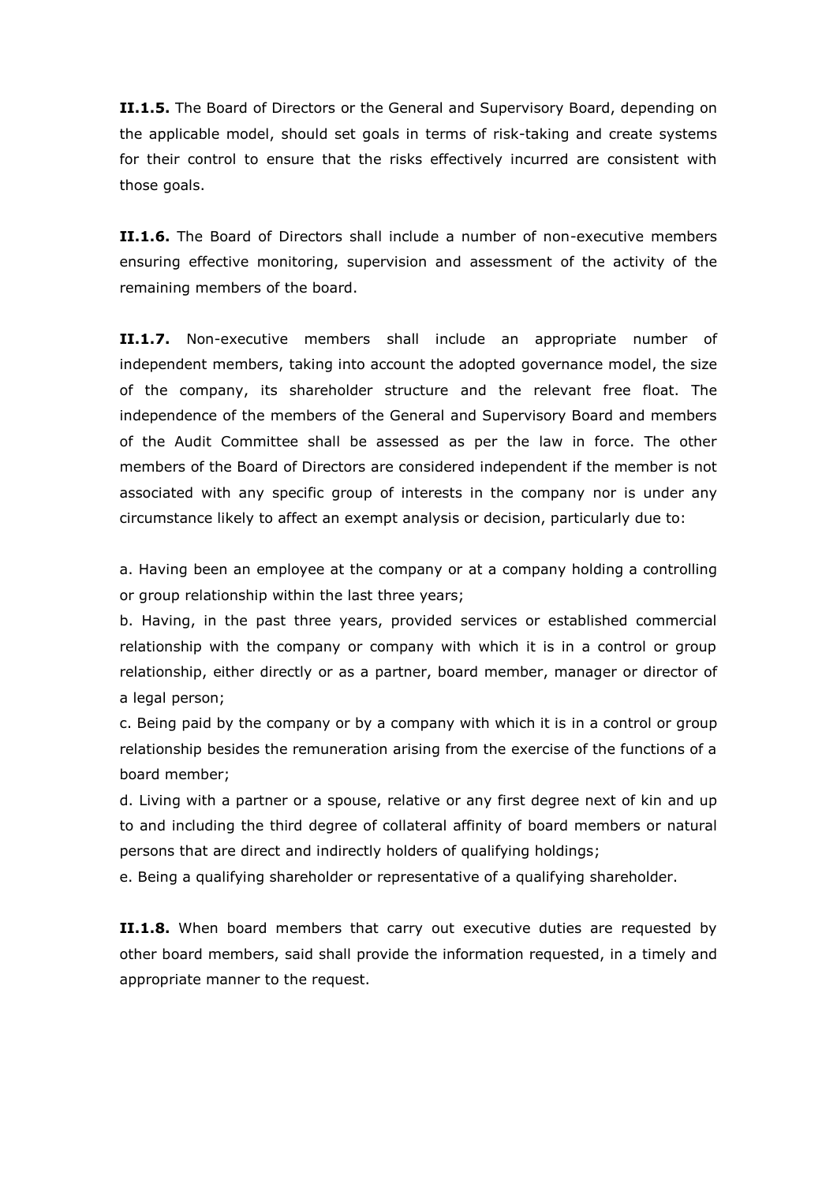**II.1.5.** The Board of Directors or the General and Supervisory Board, depending on the applicable model, should set goals in terms of risk-taking and create systems for their control to ensure that the risks effectively incurred are consistent with those goals.

**II.1.6.** The Board of Directors shall include a number of non-executive members ensuring effective monitoring, supervision and assessment of the activity of the remaining members of the board.

**II.1.7.** Non-executive members shall include an appropriate number of independent members, taking into account the adopted governance model, the size of the company, its shareholder structure and the relevant free float. The independence of the members of the General and Supervisory Board and members of the Audit Committee shall be assessed as per the law in force. The other members of the Board of Directors are considered independent if the member is not associated with any specific group of interests in the company nor is under any circumstance likely to affect an exempt analysis or decision, particularly due to:

a. Having been an employee at the company or at a company holding a controlling or group relationship within the last three years;
b. Having, in the past three years, provided services or established commercial relationship with the company or company with which it is in a control or group relationship, either directly or as a partner, board member, manager or director of a legal person;
c. Being paid by the company or by a company with which it is in a control or group relationship besides the remuneration arising from the exercise of the functions of a board member;
d. Living with a partner or a spouse, relative or any first degree next of kin and up to and including the third degree of collateral affinity of board members or natural persons that are direct and indirectly holders of qualifying holdings;
e. Being a qualifying shareholder or representative of a qualifying shareholder.

**II.1.8.** When board members that carry out executive duties are requested by other board members, said shall provide the information requested, in a timely and appropriate manner to the request.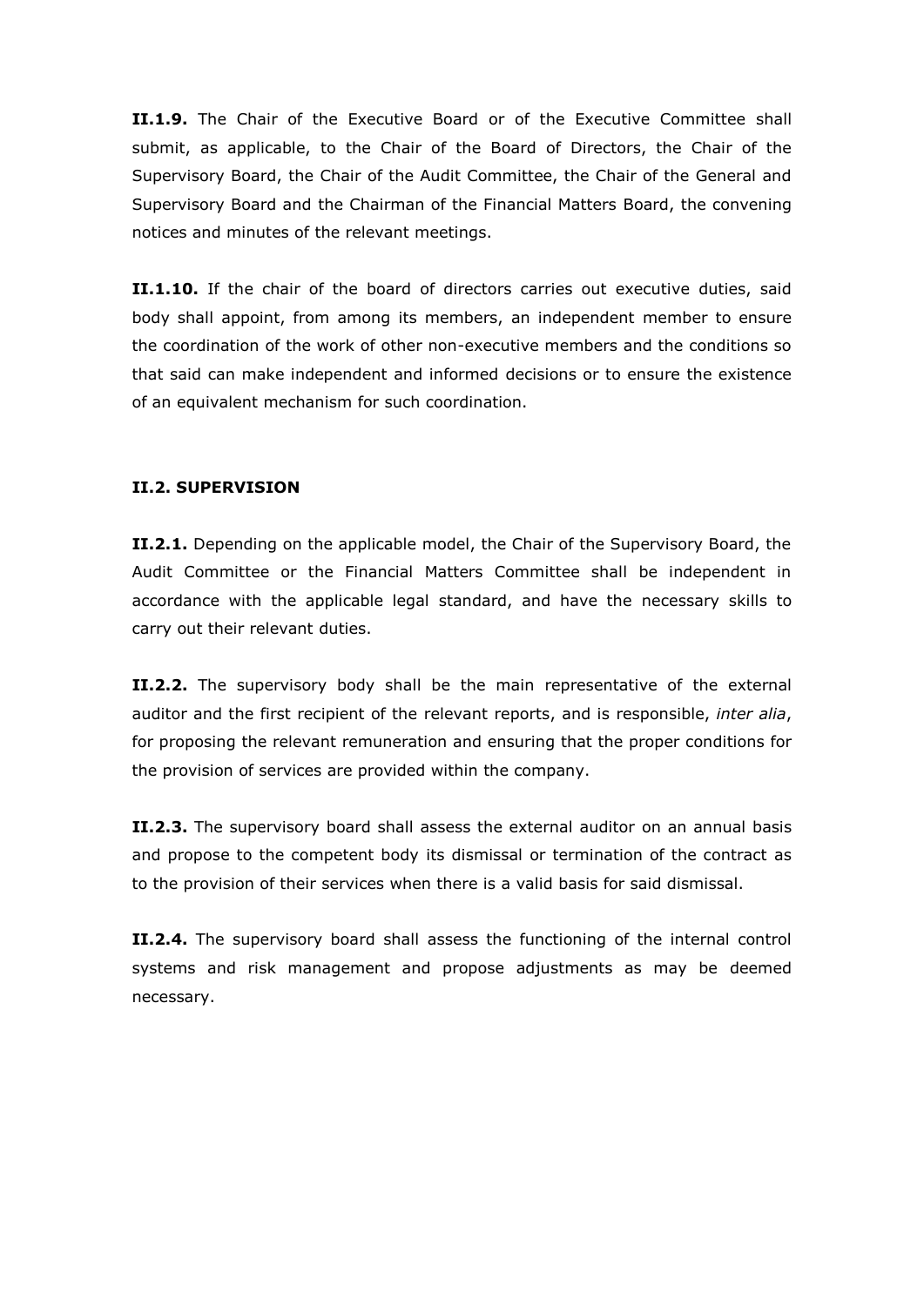**II.1.9.** The Chair of the Executive Board or of the Executive Committee shall submit, as applicable, to the Chair of the Board of Directors, the Chair of the Supervisory Board, the Chair of the Audit Committee, the Chair of the General and Supervisory Board and the Chairman of the Financial Matters Board, the convening notices and minutes of the relevant meetings.

**II.1.10.** If the chair of the board of directors carries out executive duties, said body shall appoint, from among its members, an independent member to ensure the coordination of the work of other non-executive members and the conditions so that said can make independent and informed decisions or to ensure the existence of an equivalent mechanism for such coordination.

## II.2. SUPERVISION

**II.2.1.** Depending on the applicable model, the Chair of the Supervisory Board, the Audit Committee or the Financial Matters Committee shall be independent in accordance with the applicable legal standard, and have the necessary skills to carry out their relevant duties.

**II.2.2.** The supervisory body shall be the main representative of the external auditor and the first recipient of the relevant reports, and is responsible, *inter alia*, for proposing the relevant remuneration and ensuring that the proper conditions for the provision of services are provided within the company.

**II.2.3.** The supervisory board shall assess the external auditor on an annual basis and propose to the competent body its dismissal or termination of the contract as to the provision of their services when there is a valid basis for said dismissal.

**II.2.4.** The supervisory board shall assess the functioning of the internal control systems and risk management and propose adjustments as may be deemed necessary.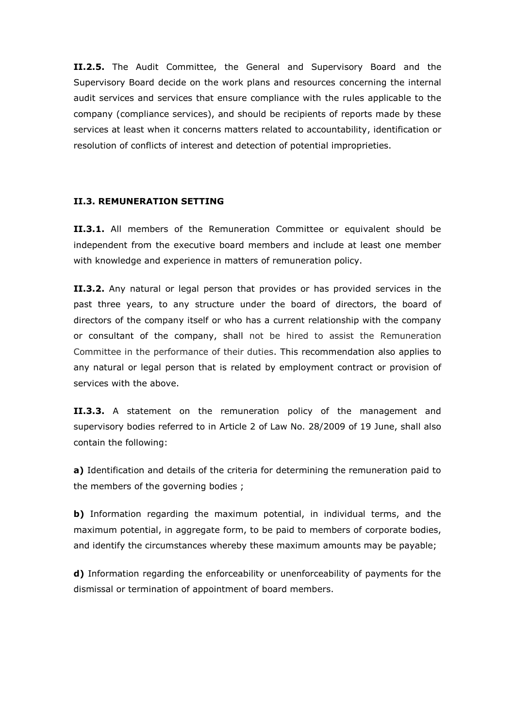**II.2.5.** The Audit Committee, the General and Supervisory Board and the Supervisory Board decide on the work plans and resources concerning the internal audit services and services that ensure compliance with the rules applicable to the company (compliance services), and should be recipients of reports made by these services at least when it concerns matters related to accountability, identification or resolution of conflicts of interest and detection of potential improprieties.

**II.3. REMUNERATION SETTING**

**II.3.1.** All members of the Remuneration Committee or equivalent should be independent from the executive board members and include at least one member with knowledge and experience in matters of remuneration policy.

**II.3.2.** Any natural or legal person that provides or has provided services in the past three years, to any structure under the board of directors, the board of directors of the company itself or who has a current relationship with the company or consultant of the company, shall not be hired to assist the Remuneration Committee in the performance of their duties. This recommendation also applies to any natural or legal person that is related by employment contract or provision of services with the above.

**II.3.3.** A statement on the remuneration policy of the management and supervisory bodies referred to in Article 2 of Law No. 28/2009 of 19 June, shall also contain the following:

**a)** Identification and details of the criteria for determining the remuneration paid to the members of the governing bodies ;

**b)** Information regarding the maximum potential, in individual terms, and the maximum potential, in aggregate form, to be paid to members of corporate bodies, and identify the circumstances whereby these maximum amounts may be payable;

**d)** Information regarding the enforceability or unenforceability of payments for the dismissal or termination of appointment of board members.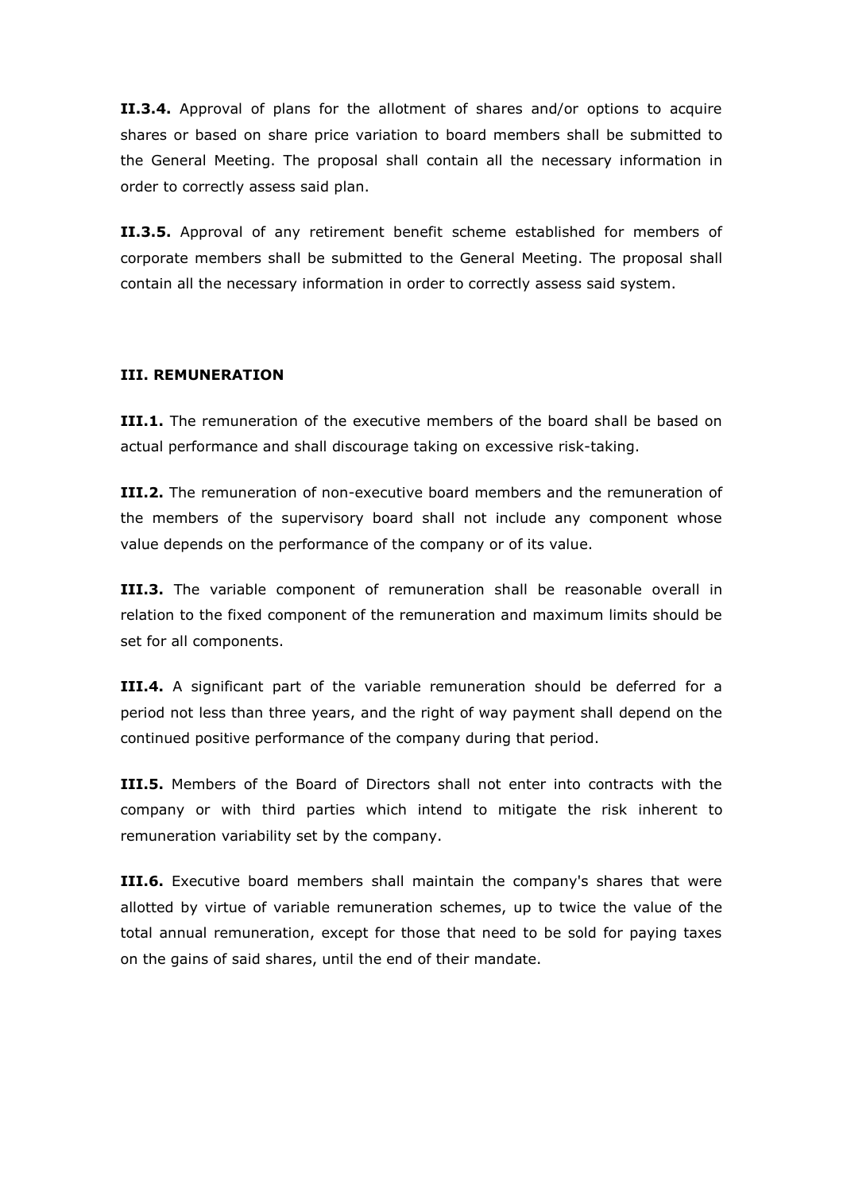**II.3.4.** Approval of plans for the allotment of shares and/or options to acquire shares or based on share price variation to board members shall be submitted to the General Meeting. The proposal shall contain all the necessary information in order to correctly assess said plan.

**II.3.5.** Approval of any retirement benefit scheme established for members of corporate members shall be submitted to the General Meeting. The proposal shall contain all the necessary information in order to correctly assess said system.

### III. REMUNERATION

**III.1.** The remuneration of the executive members of the board shall be based on actual performance and shall discourage taking on excessive risk-taking.

**III.2.** The remuneration of non-executive board members and the remuneration of the members of the supervisory board shall not include any component whose value depends on the performance of the company or of its value.

**III.3.** The variable component of remuneration shall be reasonable overall in relation to the fixed component of the remuneration and maximum limits should be set for all components.

**III.4.** A significant part of the variable remuneration should be deferred for a period not less than three years, and the right of way payment shall depend on the continued positive performance of the company during that period.

**III.5.** Members of the Board of Directors shall not enter into contracts with the company or with third parties which intend to mitigate the risk inherent to remuneration variability set by the company.

**III.6.** Executive board members shall maintain the company's shares that were allotted by virtue of variable remuneration schemes, up to twice the value of the total annual remuneration, except for those that need to be sold for paying taxes on the gains of said shares, until the end of their mandate.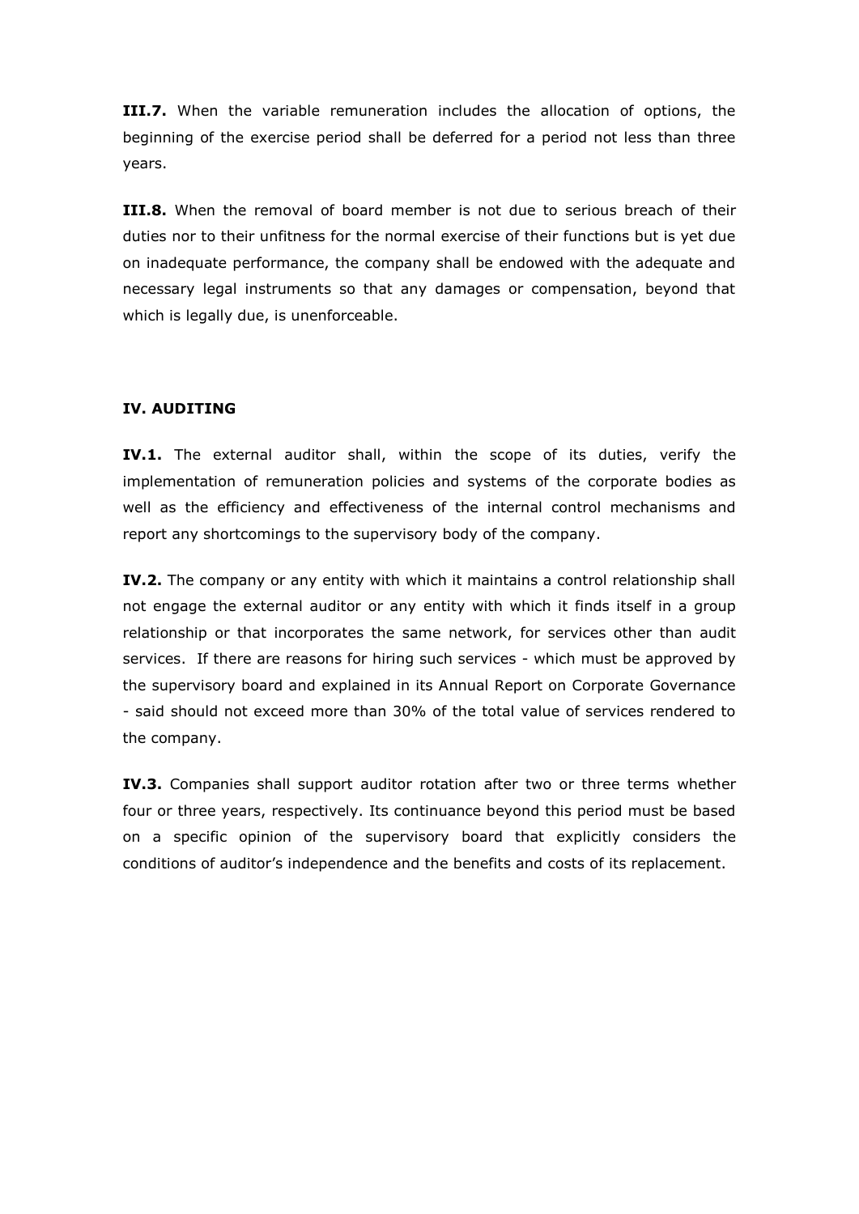**III.7.** When the variable remuneration includes the allocation of options, the beginning of the exercise period shall be deferred for a period not less than three years.

**III.8.** When the removal of board member is not due to serious breach of their duties nor to their unfitness for the normal exercise of their functions but is yet due on inadequate performance, the company shall be endowed with the adequate and necessary legal instruments so that any damages or compensation, beyond that which is legally due, is unenforceable.

## IV. AUDITING

**IV.1.** The external auditor shall, within the scope of its duties, verify the implementation of remuneration policies and systems of the corporate bodies as well as the efficiency and effectiveness of the internal control mechanisms and report any shortcomings to the supervisory body of the company.

**IV.2.** The company or any entity with which it maintains a control relationship shall not engage the external auditor or any entity with which it finds itself in a group relationship or that incorporates the same network, for services other than audit services. If there are reasons for hiring such services - which must be approved by the supervisory board and explained in its Annual Report on Corporate Governance - said should not exceed more than 30% of the total value of services rendered to the company.

**IV.3.** Companies shall support auditor rotation after two or three terms whether four or three years, respectively. Its continuance beyond this period must be based on a specific opinion of the supervisory board that explicitly considers the conditions of auditor's independence and the benefits and costs of its replacement.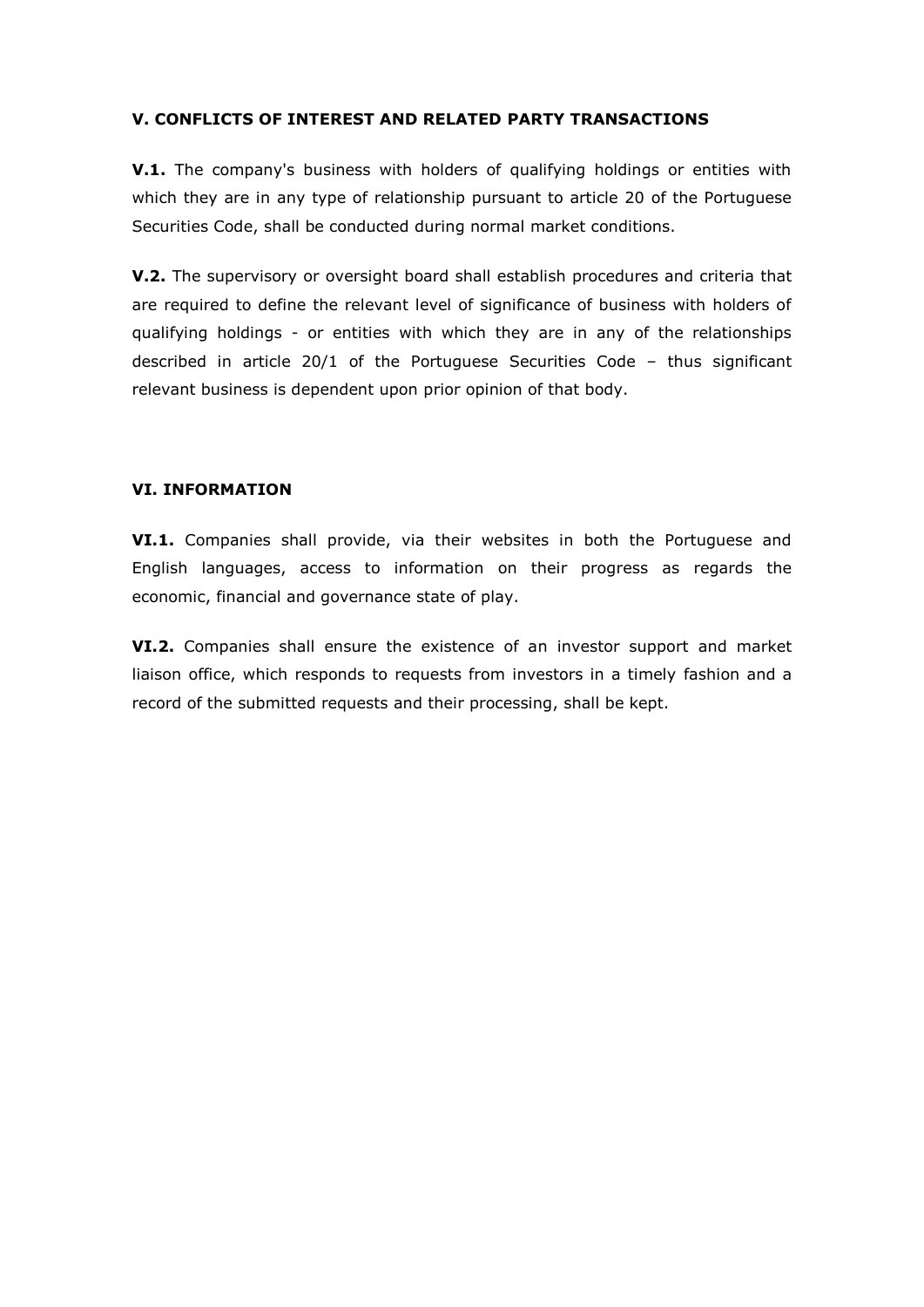## V. CONFLICTS OF INTEREST AND RELATED PARTY TRANSACTIONS

**V.1.** The company's business with holders of qualifying holdings or entities with which they are in any type of relationship pursuant to article 20 of the Portuguese Securities Code, shall be conducted during normal market conditions.

**V.2.** The supervisory or oversight board shall establish procedures and criteria that are required to define the relevant level of significance of business with holders of qualifying holdings - or entities with which they are in any of the relationships described in article 20/1 of the Portuguese Securities Code – thus significant relevant business is dependent upon prior opinion of that body.

## VI. INFORMATION

**VI.1.** Companies shall provide, via their websites in both the Portuguese and English languages, access to information on their progress as regards the economic, financial and governance state of play.

**VI.2.** Companies shall ensure the existence of an investor support and market liaison office, which responds to requests from investors in a timely fashion and a record of the submitted requests and their processing, shall be kept.